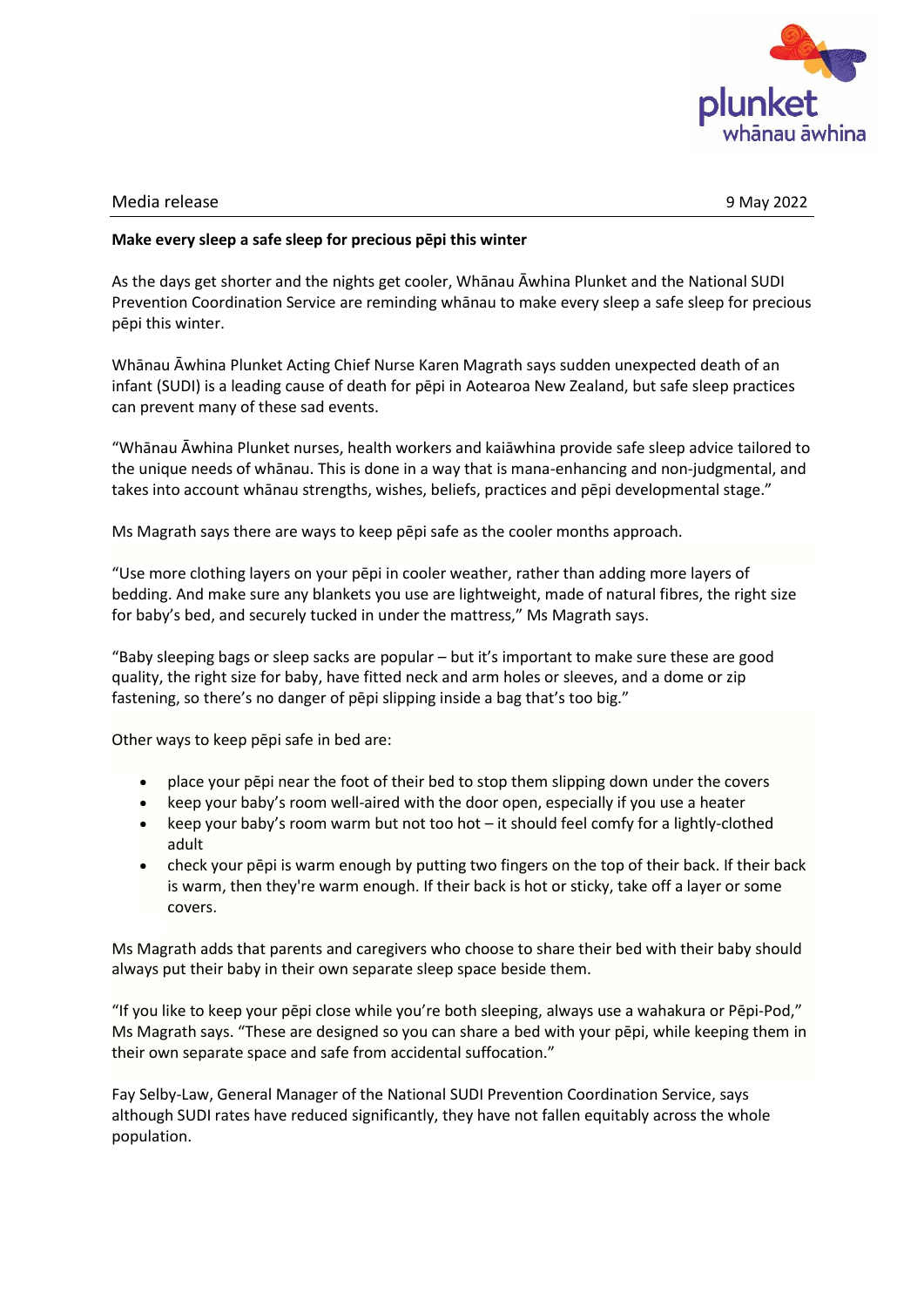Media release 9 May 2022

**Make every sleep a safe sleep for precious pēpi this winter**

As the days get shorter and the nights get cooler, Whānau Āwhina Plunket and the National SUDI Prevention Coordination Service are reminding whānau to make every sleep a safe sleep for precious pēpi this winter.

Whānau Āwhina Plunket Acting Chief Nurse Karen Magrath says sudden unexpected death of an infant (SUDI) is a leading cause of death for pēpi in Aotearoa New Zealand, but safe sleep practices can prevent many of these sad events.

"Whānau Āwhina Plunket nurses, health workers and kaiāwhina provide safe sleep advice tailored to the unique needs of whānau. This is done in a way that is mana-enhancing and non-judgmental, and takes into account whānau strengths, wishes, beliefs, practices and pēpi developmental stage."

Ms Magrath says there are ways to keep pēpi safe as the cooler months approach.

"Use more clothing layers on your pēpi in cooler weather, rather than adding more layers of bedding. And make sure any blankets you use are lightweight, made of natural fibres, the right size for baby's bed, and securely tucked in under the mattress," Ms Magrath says.

"Baby sleeping bags or sleep sacks are popular – but it's important to make sure these are good quality, the right size for baby, have fitted neck and arm holes or sleeves, and a dome or zip fastening, so there's no danger of pēpi slipping inside a bag that's too big."

Other ways to keep pēpi safe in bed are:

- place your pēpi near the foot of their bed to stop them slipping down under the covers
- keep your baby's room well-aired with the door open, especially if you use a heater
- keep your baby's room warm but not too hot – it should feel comfy for a lightly-clothed adult
- check your pēpi is warm enough by putting two fingers on the top of their back. If their back is warm, then they're warm enough. If their back is hot or sticky, take off a layer or some covers.

Ms Magrath adds that parents and caregivers who choose to share their bed with their baby should always put their baby in their own separate sleep space beside them.

"If you like to keep your pēpi close while you're both sleeping, always use a wahakura or Pēpi-Pod," Ms Magrath says. "These are designed so you can share a bed with your pēpi, while keeping them in their own separate space and safe from accidental suffocation."

Fay Selby-Law, General Manager of the National SUDI Prevention Coordination Service, says although SUDI rates have reduced significantly, they have not fallen equitably across the whole population.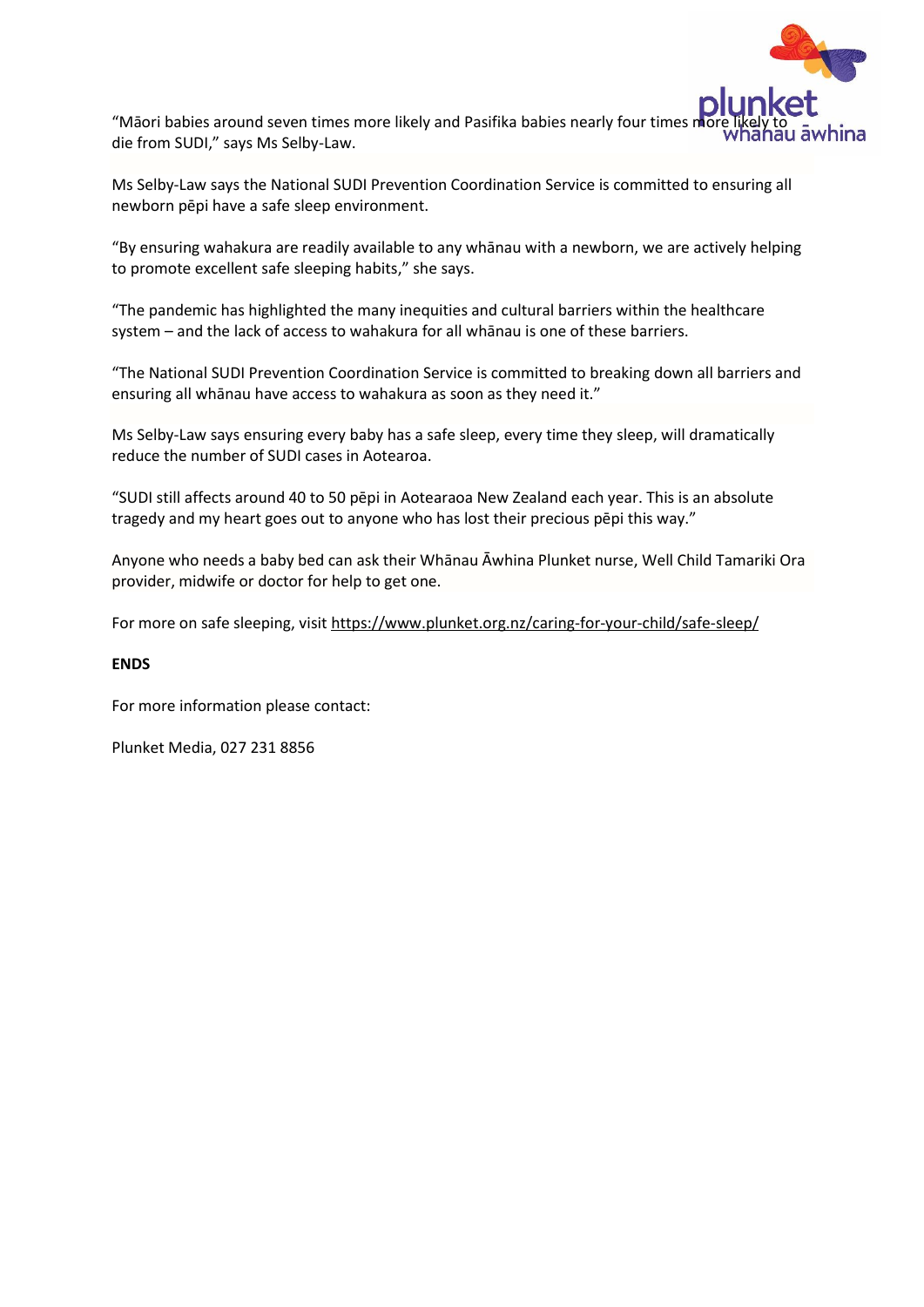"Māori babies around seven times more likely and Pasifika babies nearly four times more likely to die from SUDI," says Ms Selby-Law.

Ms Selby-Law says the National SUDI Prevention Coordination Service is committed to ensuring all newborn pēpi have a safe sleep environment.

"By ensuring wahakura are readily available to any whānau with a newborn, we are actively helping to promote excellent safe sleeping habits," she says.

"The pandemic has highlighted the many inequities and cultural barriers within the healthcare system – and the lack of access to wahakura for all whānau is one of these barriers.

"The National SUDI Prevention Coordination Service is committed to breaking down all barriers and ensuring all whānau have access to wahakura as soon as they need it."

Ms Selby-Law says ensuring every baby has a safe sleep, every time they sleep, will dramatically reduce the number of SUDI cases in Aotearoa.

"SUDI still affects around 40 to 50 pēpi in Aotearaoa New Zealand each year. This is an absolute tragedy and my heart goes out to anyone who has lost their precious pēpi this way."

Anyone who needs a baby bed can ask their Whānau Āwhina Plunket nurse, Well Child Tamariki Ora provider, midwife or doctor for help to get one.

For more on safe sleeping, visit https://www.plunket.org.nz/caring-for-your-child/safe-sleep/

**ENDS**

For more information please contact:

Plunket Media, 027 231 8856